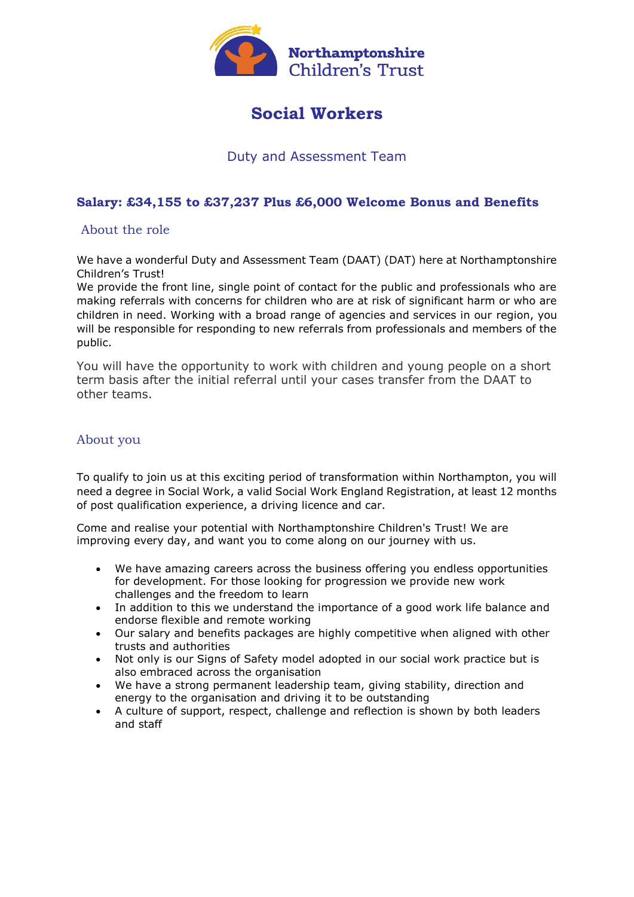Northamptonshire Children's Trust

# Social Workers

## Duty and Assessment Team

### Salary: £34,155 to £37,237 Plus £6,000 Welcome Bonus and Benefits

### About the role

We have a wonderful Duty and Assessment Team (DAAT) (DAT) here at Northamptonshire Children's Trust!
We provide the front line, single point of contact for the public and professionals who are making referrals with concerns for children who are at risk of significant harm or who are children in need. Working with a broad range of agencies and services in our region, you will be responsible for responding to new referrals from professionals and members of the public.

You will have the opportunity to work with children and young people on a short term basis after the initial referral until your cases transfer from the DAAT to other teams.

### About you

To qualify to join us at this exciting period of transformation within Northampton, you will need a degree in Social Work, a valid Social Work England Registration, at least 12 months of post qualification experience, a driving licence and car.

Come and realise your potential with Northamptonshire Children's Trust! We are improving every day, and want you to come along on our journey with us.

- We have amazing careers across the business offering you endless opportunities for development. For those looking for progression we provide new work challenges and the freedom to learn
- In addition to this we understand the importance of a good work life balance and endorse flexible and remote working
- Our salary and benefits packages are highly competitive when aligned with other trusts and authorities
- Not only is our Signs of Safety model adopted in our social work practice but is also embraced across the organisation
- We have a strong permanent leadership team, giving stability, direction and energy to the organisation and driving it to be outstanding
- A culture of support, respect, challenge and reflection is shown by both leaders and staff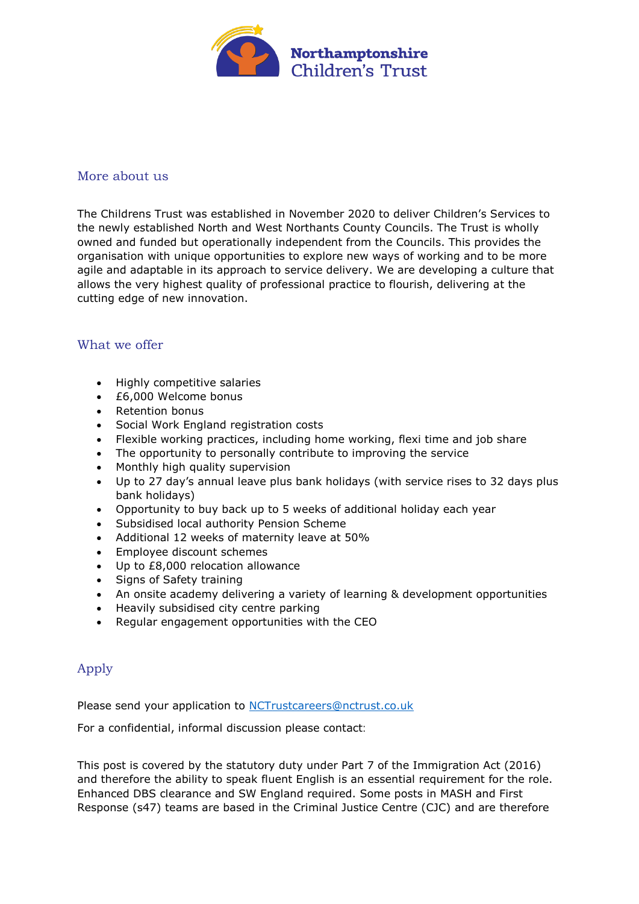## More about us

The Childrens Trust was established in November 2020 to deliver Children's Services to the newly established North and West Northants County Councils. The Trust is wholly owned and funded but operationally independent from the Councils. This provides the organisation with unique opportunities to explore new ways of working and to be more agile and adaptable in its approach to service delivery. We are developing a culture that allows the very highest quality of professional practice to flourish, delivering at the cutting edge of new innovation.

## What we offer

- Highly competitive salaries
- £6,000 Welcome bonus
- Retention bonus
- Social Work England registration costs
- Flexible working practices, including home working, flexi time and job share
- The opportunity to personally contribute to improving the service
- Monthly high quality supervision
- Up to 27 day's annual leave plus bank holidays (with service rises to 32 days plus bank holidays)
- Opportunity to buy back up to 5 weeks of additional holiday each year
- Subsidised local authority Pension Scheme
- Additional 12 weeks of maternity leave at 50%
- Employee discount schemes
- Up to £8,000 relocation allowance
- Signs of Safety training
- An onsite academy delivering a variety of learning & development opportunities
- Heavily subsidised city centre parking
- Regular engagement opportunities with the CEO

## Apply

Please send your application to NCTrustcareers@nctrust.co.uk

For a confidential, informal discussion please contact:

This post is covered by the statutory duty under Part 7 of the Immigration Act (2016) and therefore the ability to speak fluent English is an essential requirement for the role. Enhanced DBS clearance and SW England required. Some posts in MASH and First Response (s47) teams are based in the Criminal Justice Centre (CJC) and are therefore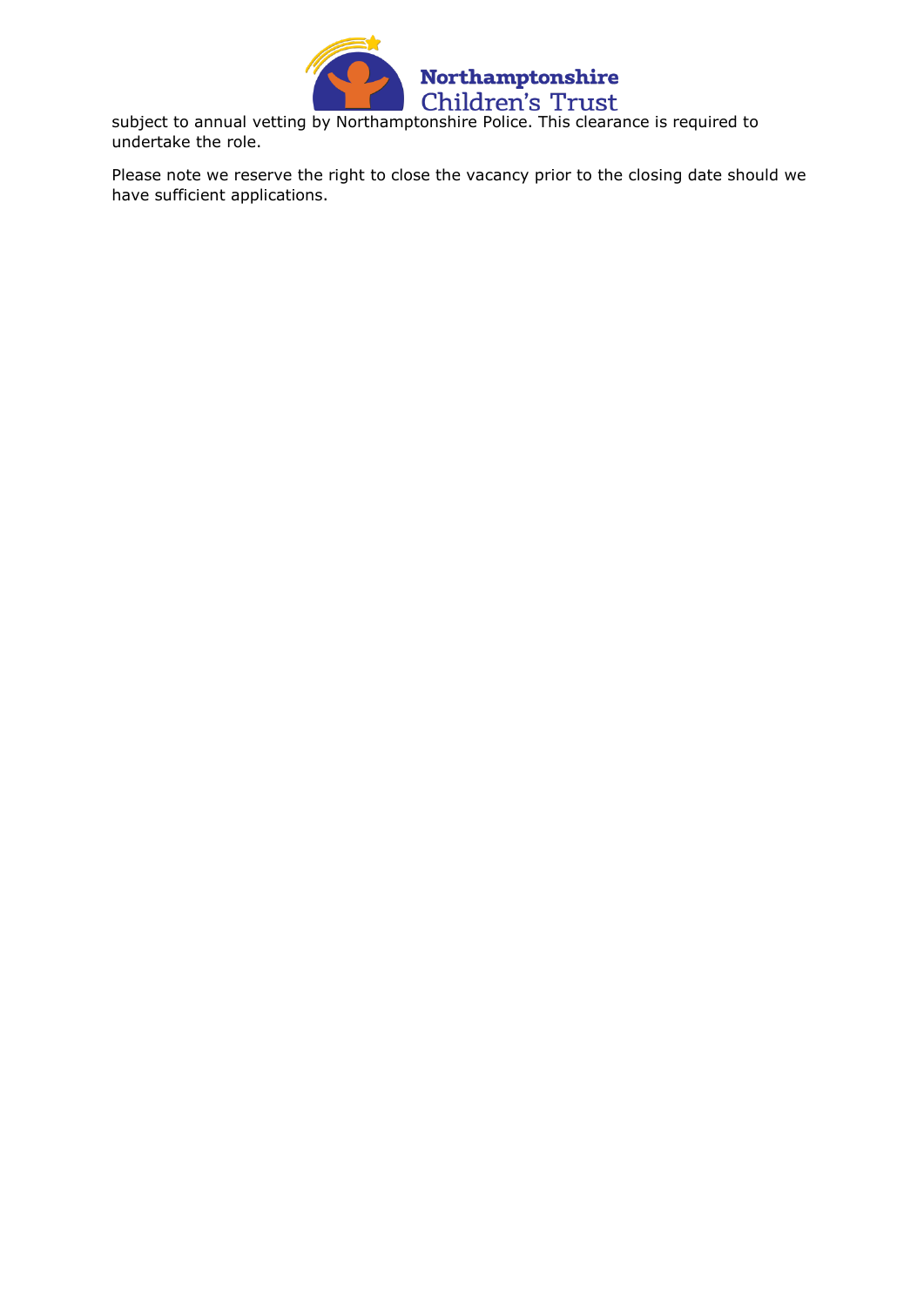subject to annual vetting by Northamptonshire Police. This clearance is required to undertake the role.

Please note we reserve the right to close the vacancy prior to the closing date should we have sufficient applications.